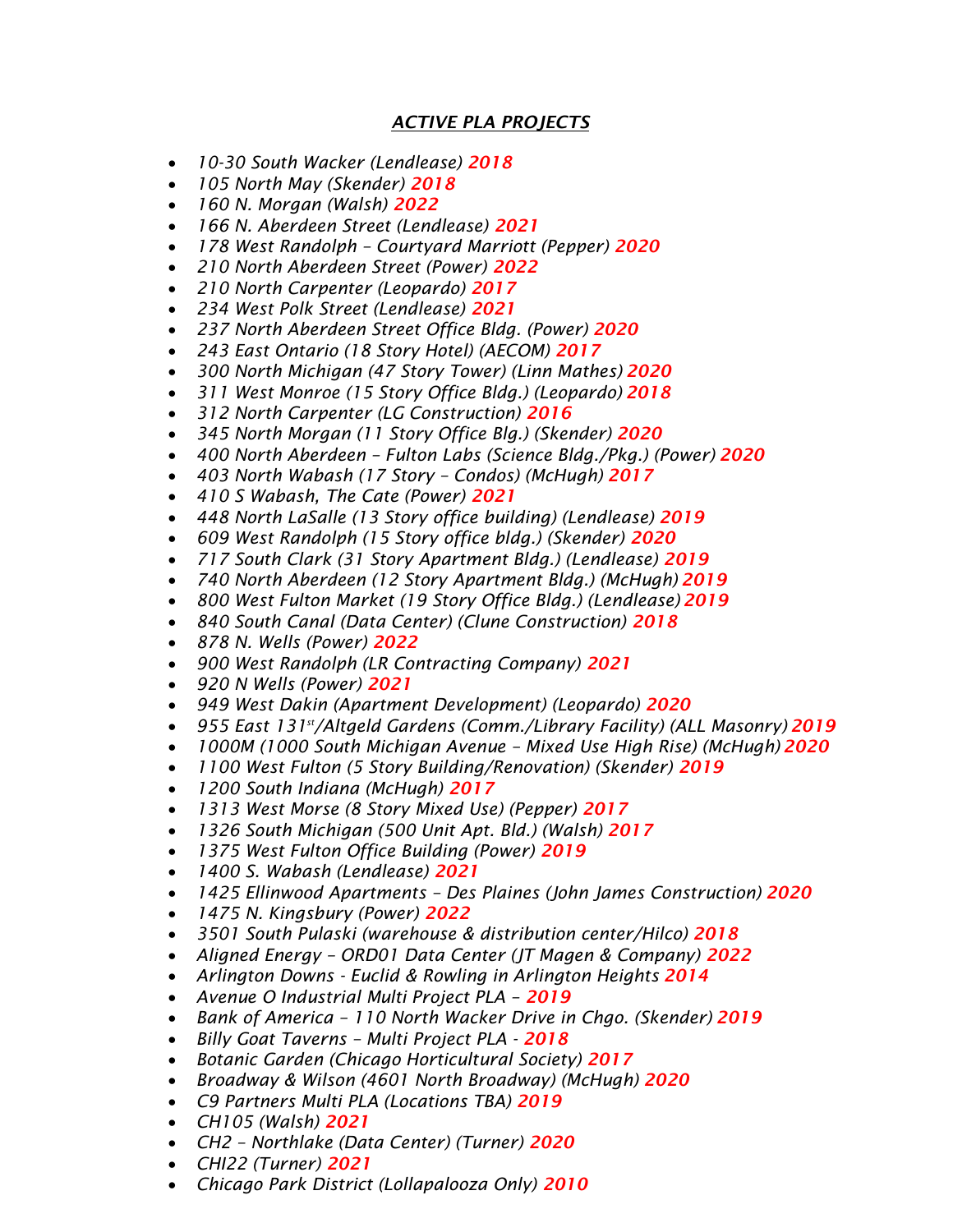## *ACTIVE PLA PROJECTS*

- *10-30 South Wacker (Lendlease)* ***2018***
- *105 North May (Skender)* ***2018***
- *160 N. Morgan (Walsh)* ***2022***
- *166 N. Aberdeen Street (Lendlease)* ***2021***
- *178 West Randolph – Courtyard Marriott (Pepper)* ***2020***
- *210 North Aberdeen Street (Power)* ***2022***
- *210 North Carpenter (Leopardo)* ***2017***
- *234 West Polk Street (Lendlease)* ***2021***
- *237 North Aberdeen Street Office Bldg. (Power)* ***2020***
- *243 East Ontario (18 Story Hotel) (AECOM)* ***2017***
- *300 North Michigan (47 Story Tower) (Linn Mathes)* ***2020***
- *311 West Monroe (15 Story Office Bldg.) (Leopardo)* ***2018***
- *312 North Carpenter (LG Construction)* ***2016***
- *345 North Morgan (11 Story Office Blg.) (Skender)* ***2020***
- *400 North Aberdeen – Fulton Labs (Science Bldg./Pkg.) (Power)* ***2020***
- *403 North Wabash (17 Story – Condos) (McHugh)* ***2017***
- *410 S Wabash, The Cate (Power)* ***2021***
- *448 North LaSalle (13 Story office building) (Lendlease)* ***2019***
- *609 West Randolph (15 Story office bldg.) (Skender)* ***2020***
- *717 South Clark (31 Story Apartment Bldg.) (Lendlease)* ***2019***
- *740 North Aberdeen (12 Story Apartment Bldg.) (McHugh)* ***2019***
- *800 West Fulton Market (19 Story Office Bldg.) (Lendlease)* ***2019***
- *840 South Canal (Data Center) (Clune Construction)* ***2018***
- *878 N. Wells (Power)* ***2022***
- *900 West Randolph (LR Contracting Company)* ***2021***
- *920 N Wells (Power)* ***2021***
- *949 West Dakin (Apartment Development) (Leopardo)* ***2020***
- *955 East 131st/Altgeld Gardens (Comm./Library Facility) (ALL Masonry)* ***2019***
- *1000M (1000 South Michigan Avenue – Mixed Use High Rise) (McHugh)* ***2020***
- *1100 West Fulton (5 Story Building/Renovation) (Skender)* ***2019***
- *1200 South Indiana (McHugh)* ***2017***
- *1313 West Morse (8 Story Mixed Use) (Pepper)* ***2017***
- *1326 South Michigan (500 Unit Apt. Bld.) (Walsh)* ***2017***
- *1375 West Fulton Office Building (Power)* ***2019***
- *1400 S. Wabash (Lendlease)* ***2021***
- *1425 Ellinwood Apartments – Des Plaines (John James Construction)* ***2020***
- *1475 N. Kingsbury (Power)* ***2022***
- *3501 South Pulaski (warehouse & distribution center/Hilco)* ***2018***
- *Aligned Energy – ORD01 Data Center (JT Magen & Company)* ***2022***
- *Arlington Downs - Euclid & Rowling in Arlington Heights* ***2014***
- *Avenue O Industrial Multi Project PLA –* ***2019***
- *Bank of America – 110 North Wacker Drive in Chgo. (Skender)* ***2019***
- *Billy Goat Taverns – Multi Project PLA -* ***2018***
- *Botanic Garden (Chicago Horticultural Society)* ***2017***
- *Broadway & Wilson (4601 North Broadway) (McHugh)* ***2020***
- *C9 Partners Multi PLA (Locations TBA)* ***2019***
- *CH105 (Walsh)* ***2021***
- *CH2 – Northlake (Data Center) (Turner)* ***2020***
- *CHI22 (Turner)* ***2021***
- *Chicago Park District (Lollapalooza Only)* ***2010***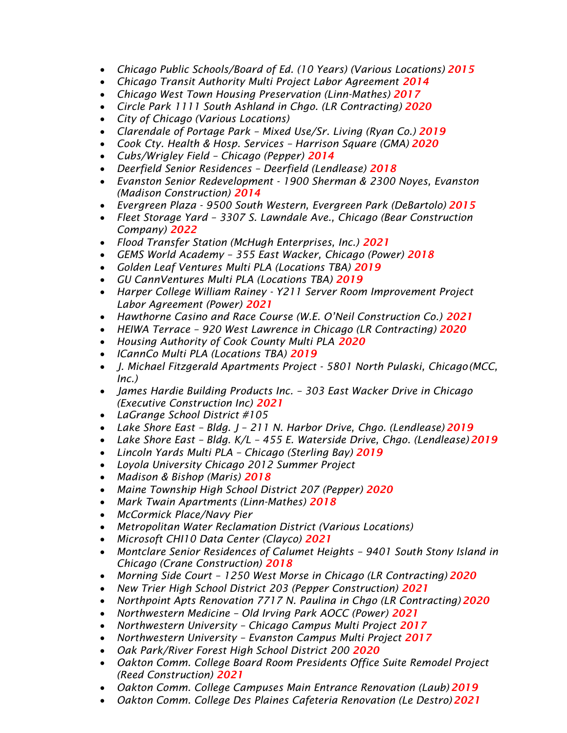- *Chicago Public Schools/Board of Ed. (10 Years) (Various Locations)* ***2015***
- *Chicago Transit Authority Multi Project Labor Agreement* ***2014***
- *Chicago West Town Housing Preservation (Linn-Mathes)* ***2017***
- *Circle Park 1111 South Ashland in Chgo. (LR Contracting)* ***2020***
- *City of Chicago (Various Locations)*
- *Clarendale of Portage Park – Mixed Use/Sr. Living (Ryan Co.)* ***2019***
- *Cook Cty. Health & Hosp. Services – Harrison Square (GMA)* ***2020***
- *Cubs/Wrigley Field – Chicago (Pepper)* ***2014***
- *Deerfield Senior Residences – Deerfield (Lendlease)* ***2018***
- *Evanston Senior Redevelopment - 1900 Sherman & 2300 Noyes, Evanston (Madison Construction)* ***2014***
- *Evergreen Plaza - 9500 South Western, Evergreen Park (DeBartolo)* ***2015***
- *Fleet Storage Yard – 3307 S. Lawndale Ave., Chicago (Bear Construction Company)* ***2022***
- *Flood Transfer Station (McHugh Enterprises, Inc.)* ***2021***
- *GEMS World Academy – 355 East Wacker, Chicago (Power)* ***2018***
- *Golden Leaf Ventures Multi PLA (Locations TBA)* ***2019***
- *GU CannVentures Multi PLA (Locations TBA)* ***2019***
- *Harper College William Rainey - Y211 Server Room Improvement Project Labor Agreement (Power)* ***2021***
- *Hawthorne Casino and Race Course (W.E. O'Neil Construction Co.)* ***2021***
- *HEIWA Terrace – 920 West Lawrence in Chicago (LR Contracting)* ***2020***
- *Housing Authority of Cook County Multi PLA* ***2020***
- *ICannCo Multi PLA (Locations TBA)* ***2019***
- *J. Michael Fitzgerald Apartments Project - 5801 North Pulaski, Chicago (MCC, Inc.)*
- *James Hardie Building Products Inc. – 303 East Wacker Drive in Chicago (Executive Construction Inc)* ***2021***
- *LaGrange School District #105*
- *Lake Shore East – Bldg. J – 211 N. Harbor Drive, Chgo. (Lendlease)* ***2019***
- *Lake Shore East – Bldg. K/L – 455 E. Waterside Drive, Chgo. (Lendlease)* ***2019***
- *Lincoln Yards Multi PLA – Chicago (Sterling Bay)* ***2019***
- *Loyola University Chicago 2012 Summer Project*
- *Madison & Bishop (Maris)* ***2018***
- *Maine Township High School District 207 (Pepper)* ***2020***
- *Mark Twain Apartments (Linn-Mathes)* ***2018***
- *McCormick Place/Navy Pier*
- *Metropolitan Water Reclamation District (Various Locations)*
- *Microsoft CHI10 Data Center (Clayco)* ***2021***
- *Montclare Senior Residences of Calumet Heights – 9401 South Stony Island in Chicago (Crane Construction)* ***2018***
- *Morning Side Court – 1250 West Morse in Chicago (LR Contracting)* ***2020***
- *New Trier High School District 203 (Pepper Construction)* ***2021***
- *Northpoint Apts Renovation 7717 N. Paulina in Chgo (LR Contracting)* ***2020***
- *Northwestern Medicine – Old Irving Park AOCC (Power)* ***2021***
- *Northwestern University – Chicago Campus Multi Project* ***2017***
- *Northwestern University – Evanston Campus Multi Project* ***2017***
- *Oak Park/River Forest High School District 200* ***2020***
- *Oakton Comm. College Board Room Presidents Office Suite Remodel Project (Reed Construction)* ***2021***
- *Oakton Comm. College Campuses Main Entrance Renovation (Laub)* ***2019***
- *Oakton Comm. College Des Plaines Cafeteria Renovation (Le Destro)* ***2021***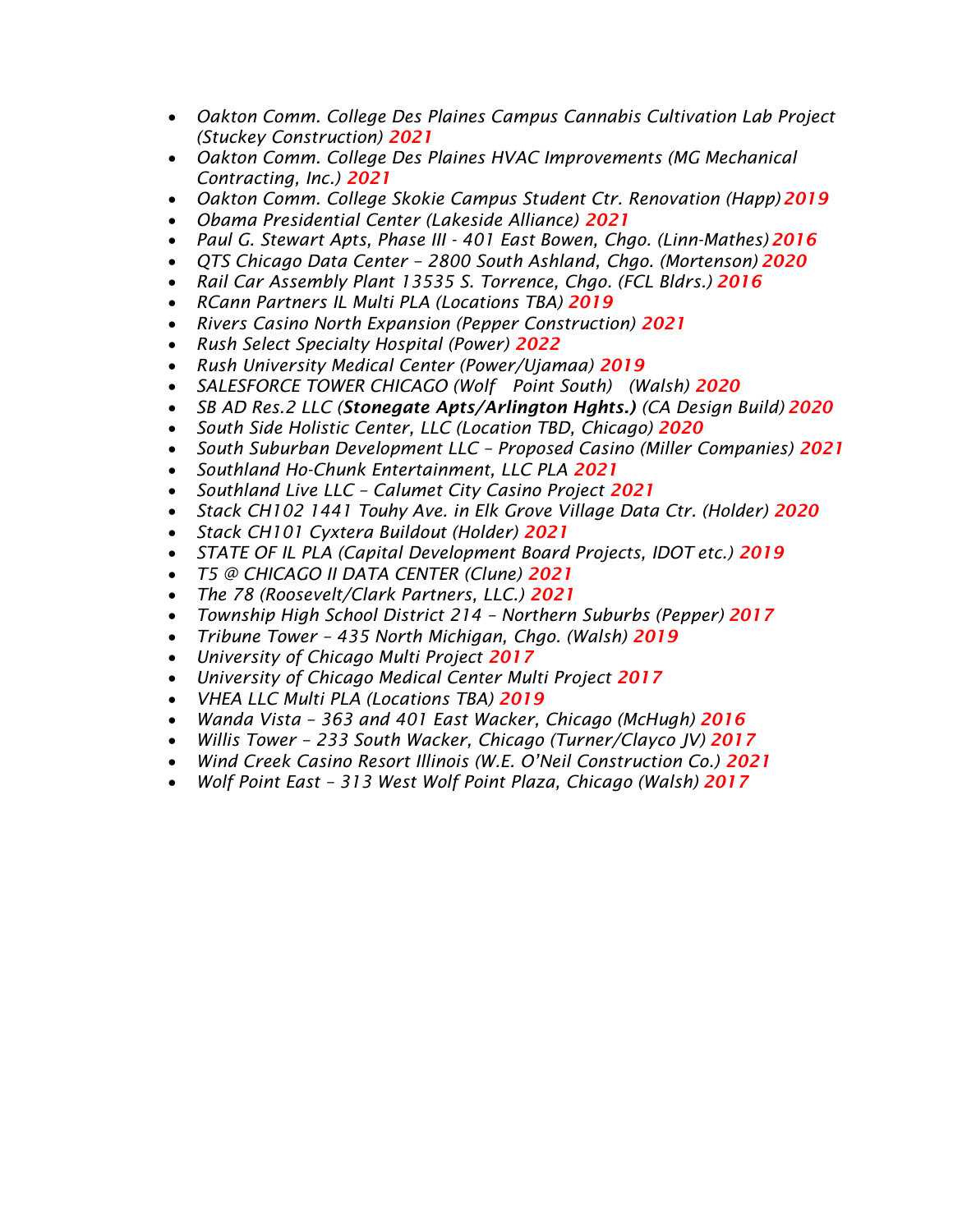- *Oakton Comm. College Des Plaines Campus Cannabis Cultivation Lab Project (Stuckey Construction)* ***2021***
- *Oakton Comm. College Des Plaines HVAC Improvements (MG Mechanical Contracting, Inc.)* ***2021***
- *Oakton Comm. College Skokie Campus Student Ctr. Renovation (Happ)* ***2019***
- *Obama Presidential Center (Lakeside Alliance)* ***2021***
- *Paul G. Stewart Apts, Phase III - 401 East Bowen, Chgo. (Linn-Mathes)* ***2016***
- *QTS Chicago Data Center – 2800 South Ashland, Chgo. (Mortenson)* ***2020***
- *Rail Car Assembly Plant 13535 S. Torrence, Chgo. (FCL Bldrs.)* ***2016***
- *RCann Partners IL Multi PLA (Locations TBA)* ***2019***
- *Rivers Casino North Expansion (Pepper Construction)* ***2021***
- *Rush Select Specialty Hospital (Power)* ***2022***
- *Rush University Medical Center (Power/Ujamaa)* ***2019***
- *SALESFORCE TOWER CHICAGO (Wolf Point South) (Walsh)* ***2020***
- *SB AD Res.2 LLC (**Stonegate Apts/Arlington Hghts.**) (CA Design Build)* ***2020***
- *South Side Holistic Center, LLC (Location TBD, Chicago)* ***2020***
- *South Suburban Development LLC – Proposed Casino (Miller Companies)* ***2021***
- *Southland Ho-Chunk Entertainment, LLC PLA* ***2021***
- *Southland Live LLC – Calumet City Casino Project* ***2021***
- *Stack CH102 1441 Touhy Ave. in Elk Grove Village Data Ctr. (Holder)* ***2020***
- *Stack CH101 Cyxtera Buildout (Holder)* ***2021***
- *STATE OF IL PLA (Capital Development Board Projects, IDOT etc.)* ***2019***
- *T5 @ CHICAGO II DATA CENTER (Clune)* ***2021***
- *The 78 (Roosevelt/Clark Partners, LLC.)* ***2021***
- *Township High School District 214 – Northern Suburbs (Pepper)* ***2017***
- *Tribune Tower – 435 North Michigan, Chgo. (Walsh)* ***2019***
- *University of Chicago Multi Project* ***2017***
- *University of Chicago Medical Center Multi Project* ***2017***
- *VHEA LLC Multi PLA (Locations TBA)* ***2019***
- *Wanda Vista – 363 and 401 East Wacker, Chicago (McHugh)* ***2016***
- *Willis Tower – 233 South Wacker, Chicago (Turner/Clayco JV)* ***2017***
- *Wind Creek Casino Resort Illinois (W.E. O'Neil Construction Co.)* ***2021***
- *Wolf Point East – 313 West Wolf Point Plaza, Chicago (Walsh)* ***2017***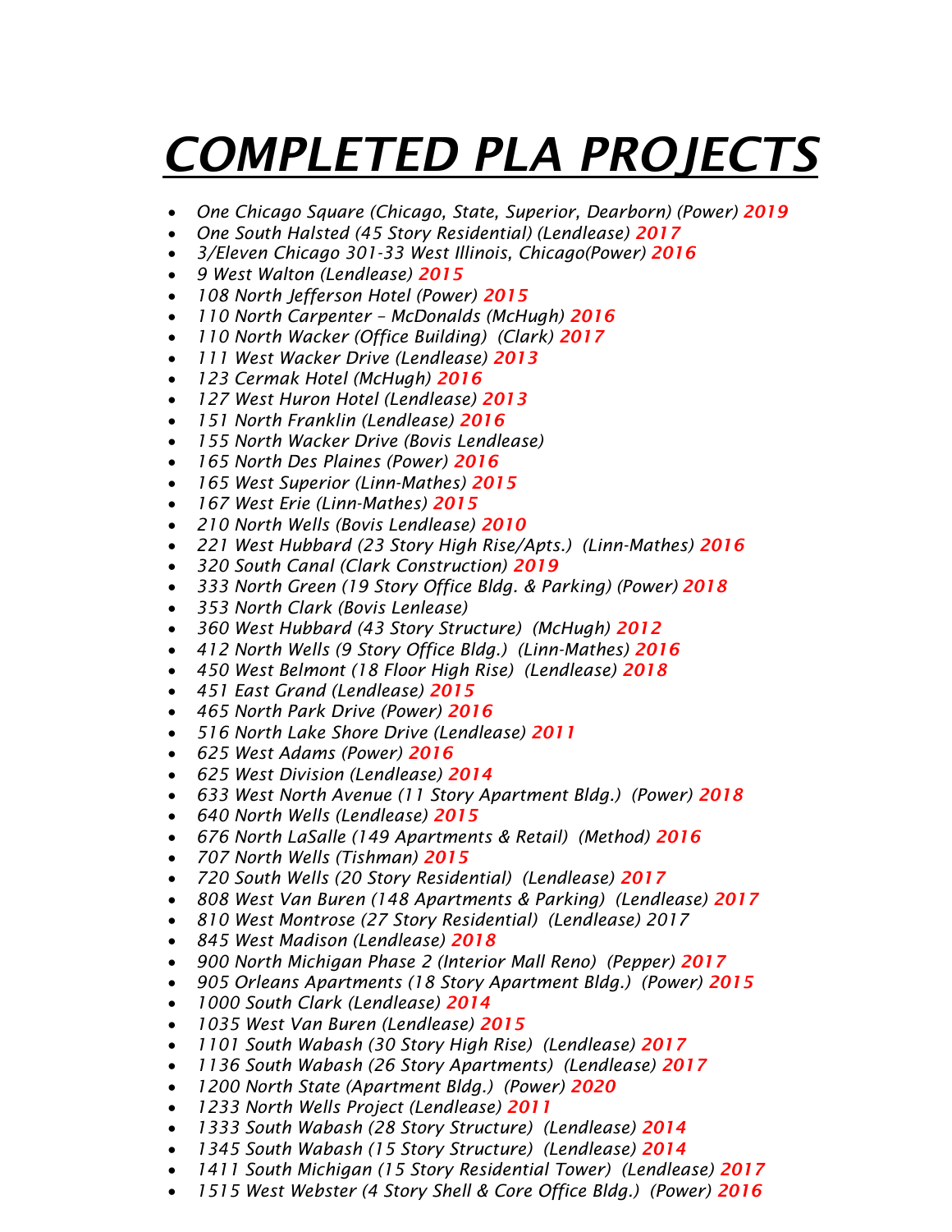# *COMPLETED PLA PROJECTS*

- *One Chicago Square (Chicago, State, Superior, Dearborn) (Power)* ***2019***
- *One South Halsted (45 Story Residential) (Lendlease)* ***2017***
- *3/Eleven Chicago 301-33 West Illinois, Chicago(Power)* ***2016***
- *9 West Walton (Lendlease)* ***2015***
- *108 North Jefferson Hotel (Power)* ***2015***
- *110 North Carpenter – McDonalds (McHugh)* ***2016***
- *110 North Wacker (Office Building) (Clark)* ***2017***
- *111 West Wacker Drive (Lendlease)* ***2013***
- *123 Cermak Hotel (McHugh)* ***2016***
- *127 West Huron Hotel (Lendlease)* ***2013***
- *151 North Franklin (Lendlease)* ***2016***
- *155 North Wacker Drive (Bovis Lendlease)*
- *165 North Des Plaines (Power)* ***2016***
- *165 West Superior (Linn-Mathes)* ***2015***
- *167 West Erie (Linn-Mathes)* ***2015***
- *210 North Wells (Bovis Lendlease)* ***2010***
- *221 West Hubbard (23 Story High Rise/Apts.) (Linn-Mathes)* ***2016***
- *320 South Canal (Clark Construction)* ***2019***
- *333 North Green (19 Story Office Bldg. & Parking) (Power)* ***2018***
- *353 North Clark (Bovis Lenlease)*
- *360 West Hubbard (43 Story Structure) (McHugh)* ***2012***
- *412 North Wells (9 Story Office Bldg.) (Linn-Mathes)* ***2016***
- *450 West Belmont (18 Floor High Rise) (Lendlease)* ***2018***
- *451 East Grand (Lendlease)* ***2015***
- *465 North Park Drive (Power)* ***2016***
- *516 North Lake Shore Drive (Lendlease)* ***2011***
- *625 West Adams (Power)* ***2016***
- *625 West Division (Lendlease)* ***2014***
- *633 West North Avenue (11 Story Apartment Bldg.) (Power)* ***2018***
- *640 North Wells (Lendlease)* ***2015***
- *676 North LaSalle (149 Apartments & Retail) (Method)* ***2016***
- *707 North Wells (Tishman)* ***2015***
- *720 South Wells (20 Story Residential) (Lendlease)* ***2017***
- *808 West Van Buren (148 Apartments & Parking) (Lendlease)* ***2017***
- *810 West Montrose (27 Story Residential) (Lendlease) 2017*
- *845 West Madison (Lendlease)* ***2018***
- *900 North Michigan Phase 2 (Interior Mall Reno) (Pepper)* ***2017***
- *905 Orleans Apartments (18 Story Apartment Bldg.) (Power)* ***2015***
- *1000 South Clark (Lendlease)* ***2014***
- *1035 West Van Buren (Lendlease)* ***2015***
- *1101 South Wabash (30 Story High Rise) (Lendlease)* ***2017***
- *1136 South Wabash (26 Story Apartments) (Lendlease)* ***2017***
- *1200 North State (Apartment Bldg.) (Power)* ***2020***
- *1233 North Wells Project (Lendlease)* ***2011***
- *1333 South Wabash (28 Story Structure) (Lendlease)* ***2014***
- *1345 South Wabash (15 Story Structure) (Lendlease)* ***2014***
- *1411 South Michigan (15 Story Residential Tower) (Lendlease)* ***2017***
- *1515 West Webster (4 Story Shell & Core Office Bldg.) (Power)* ***2016***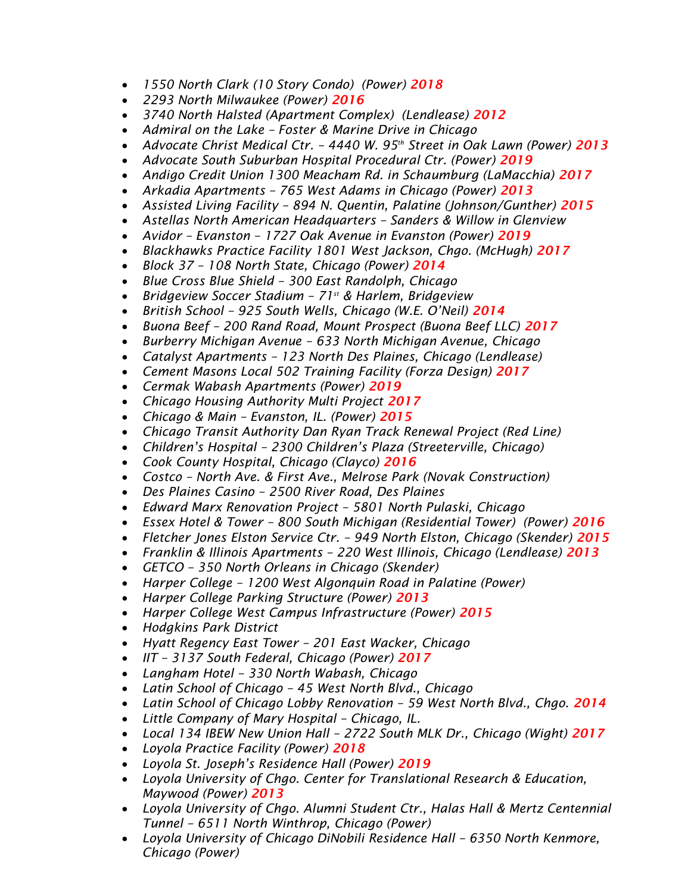- *1550 North Clark (10 Story Condo)  (Power)* ***2018***
- *2293 North Milwaukee (Power)* ***2016***
- *3740 North Halsted (Apartment Complex)  (Lendlease)* ***2012***
- *Admiral on the Lake – Foster & Marine Drive in Chicago*
- *Advocate Christ Medical Ctr. – 4440 W. 95th Street in Oak Lawn (Power)* ***2013***
- *Advocate South Suburban Hospital Procedural Ctr. (Power)* ***2019***
- *Andigo Credit Union 1300 Meacham Rd. in Schaumburg (LaMacchia)* ***2017***
- *Arkadia Apartments – 765 West Adams in Chicago (Power)* ***2013***
- *Assisted Living Facility – 894 N. Quentin, Palatine (Johnson/Gunther)* ***2015***
- *Astellas North American Headquarters – Sanders & Willow in Glenview*
- *Avidor – Evanston – 1727 Oak Avenue in Evanston (Power)* ***2019***
- *Blackhawks Practice Facility 1801 West Jackson, Chgo. (McHugh)* ***2017***
- *Block 37 – 108 North State, Chicago (Power)* ***2014***
- *Blue Cross Blue Shield – 300 East Randolph, Chicago*
- *Bridgeview Soccer Stadium – 71st & Harlem, Bridgeview*
- *British School – 925 South Wells, Chicago (W.E. O'Neil)* ***2014***
- *Buona Beef – 200 Rand Road, Mount Prospect (Buona Beef LLC)* ***2017***
- *Burberry Michigan Avenue – 633 North Michigan Avenue, Chicago*
- *Catalyst Apartments – 123 North Des Plaines, Chicago (Lendlease)*
- *Cement Masons Local 502 Training Facility (Forza Design)* ***2017***
- *Cermak Wabash Apartments (Power)* ***2019***
- *Chicago Housing Authority Multi Project* ***2017***
- *Chicago & Main – Evanston, IL. (Power)* ***2015***
- *Chicago Transit Authority Dan Ryan Track Renewal Project (Red Line)*
- *Children's Hospital – 2300 Children's Plaza (Streeterville, Chicago)*
- *Cook County Hospital, Chicago (Clayco)* ***2016***
- *Costco – North Ave. & First Ave., Melrose Park (Novak Construction)*
- *Des Plaines Casino – 2500 River Road, Des Plaines*
- *Edward Marx Renovation Project – 5801 North Pulaski, Chicago*
- *Essex Hotel & Tower – 800 South Michigan (Residential Tower)  (Power)* ***2016***
- *Fletcher Jones Elston Service Ctr. – 949 North Elston, Chicago (Skender)* ***2015***
- *Franklin & Illinois Apartments – 220 West Illinois, Chicago (Lendlease)* ***2013***
- *GETCO – 350 North Orleans in Chicago (Skender)*
- *Harper College – 1200 West Algonquin Road in Palatine (Power)*
- *Harper College Parking Structure (Power)* ***2013***
- *Harper College West Campus Infrastructure (Power)* ***2015***
- *Hodgkins Park District*
- *Hyatt Regency East Tower – 201 East Wacker, Chicago*
- *IIT – 3137 South Federal, Chicago (Power)* ***2017***
- *Langham Hotel – 330 North Wabash, Chicago*
- *Latin School of Chicago – 45 West North Blvd., Chicago*
- *Latin School of Chicago Lobby Renovation – 59 West North Blvd., Chgo.* ***2014***
- *Little Company of Mary Hospital – Chicago, IL.*
- *Local 134 IBEW New Union Hall – 2722 South MLK Dr., Chicago (Wight)* ***2017***
- *Loyola Practice Facility (Power)* ***2018***
- *Loyola St. Joseph's Residence Hall (Power)* ***2019***
- *Loyola University of Chgo. Center for Translational Research & Education, Maywood (Power)* ***2013***
- *Loyola University of Chgo. Alumni Student Ctr., Halas Hall & Mertz Centennial Tunnel – 6511 North Winthrop, Chicago (Power)*
- *Loyola University of Chicago DiNobili Residence Hall – 6350 North Kenmore, Chicago (Power)*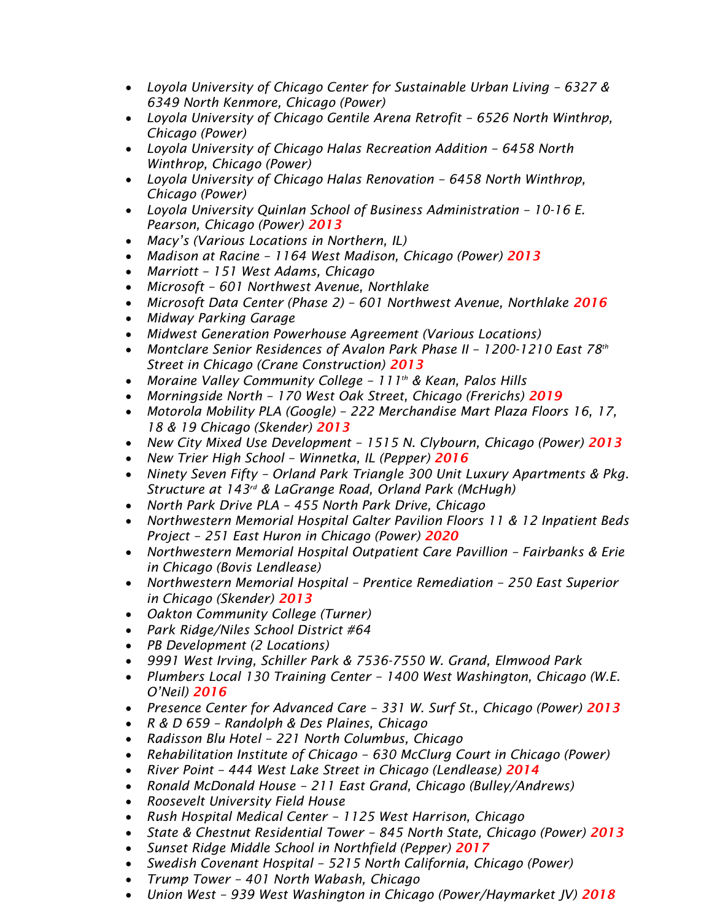- *Loyola University of Chicago Center for Sustainable Urban Living – 6327 & 6349 North Kenmore, Chicago (Power)*
- *Loyola University of Chicago Gentile Arena Retrofit – 6526 North Winthrop, Chicago (Power)*
- *Loyola University of Chicago Halas Recreation Addition – 6458 North Winthrop, Chicago (Power)*
- *Loyola University of Chicago Halas Renovation – 6458 North Winthrop, Chicago (Power)*
- *Loyola University Quinlan School of Business Administration – 10-16 E. Pearson, Chicago (Power)* ***2013***
- *Macy's (Various Locations in Northern, IL)*
- *Madison at Racine – 1164 West Madison, Chicago (Power)* ***2013***
- *Marriott – 151 West Adams, Chicago*
- *Microsoft – 601 Northwest Avenue, Northlake*
- *Microsoft Data Center (Phase 2) – 601 Northwest Avenue, Northlake* ***2016***
- *Midway Parking Garage*
- *Midwest Generation Powerhouse Agreement (Various Locations)*
- *Montclare Senior Residences of Avalon Park Phase II – 1200-1210 East 78th Street in Chicago (Crane Construction)* ***2013***
- *Moraine Valley Community College – 111th & Kean, Palos Hills*
- *Morningside North – 170 West Oak Street, Chicago (Frerichs)* ***2019***
- *Motorola Mobility PLA (Google) – 222 Merchandise Mart Plaza Floors 16, 17, 18 & 19 Chicago (Skender)* ***2013***
- *New City Mixed Use Development – 1515 N. Clybourn, Chicago (Power)* ***2013***
- *New Trier High School – Winnetka, IL (Pepper)* ***2016***
- *Ninety Seven Fifty – Orland Park Triangle 300 Unit Luxury Apartments & Pkg. Structure at 143rd & LaGrange Road, Orland Park (McHugh)*
- *North Park Drive PLA – 455 North Park Drive, Chicago*
- *Northwestern Memorial Hospital Galter Pavilion Floors 11 & 12 Inpatient Beds Project – 251 East Huron in Chicago (Power)* ***2020***
- *Northwestern Memorial Hospital Outpatient Care Pavillion – Fairbanks & Erie in Chicago (Bovis Lendlease)*
- *Northwestern Memorial Hospital – Prentice Remediation – 250 East Superior in Chicago (Skender)* ***2013***
- *Oakton Community College (Turner)*
- *Park Ridge/Niles School District #64*
- *PB Development (2 Locations)*
- *9991 West Irving, Schiller Park & 7536-7550 W. Grand, Elmwood Park*
- *Plumbers Local 130 Training Center – 1400 West Washington, Chicago (W.E. O'Neil)* ***2016***
- *Presence Center for Advanced Care – 331 W. Surf St., Chicago (Power)* ***2013***
- *R & D 659 – Randolph & Des Plaines, Chicago*
- *Radisson Blu Hotel – 221 North Columbus, Chicago*
- *Rehabilitation Institute of Chicago – 630 McClurg Court in Chicago (Power)*
- *River Point – 444 West Lake Street in Chicago (Lendlease)* ***2014***
- *Ronald McDonald House – 211 East Grand, Chicago (Bulley/Andrews)*
- *Roosevelt University Field House*
- *Rush Hospital Medical Center – 1125 West Harrison, Chicago*
- *State & Chestnut Residential Tower – 845 North State, Chicago (Power)* ***2013***
- *Sunset Ridge Middle School in Northfield (Pepper)* ***2017***
- *Swedish Covenant Hospital – 5215 North California, Chicago (Power)*
- *Trump Tower – 401 North Wabash, Chicago*
- *Union West – 939 West Washington in Chicago (Power/Haymarket JV)* ***2018***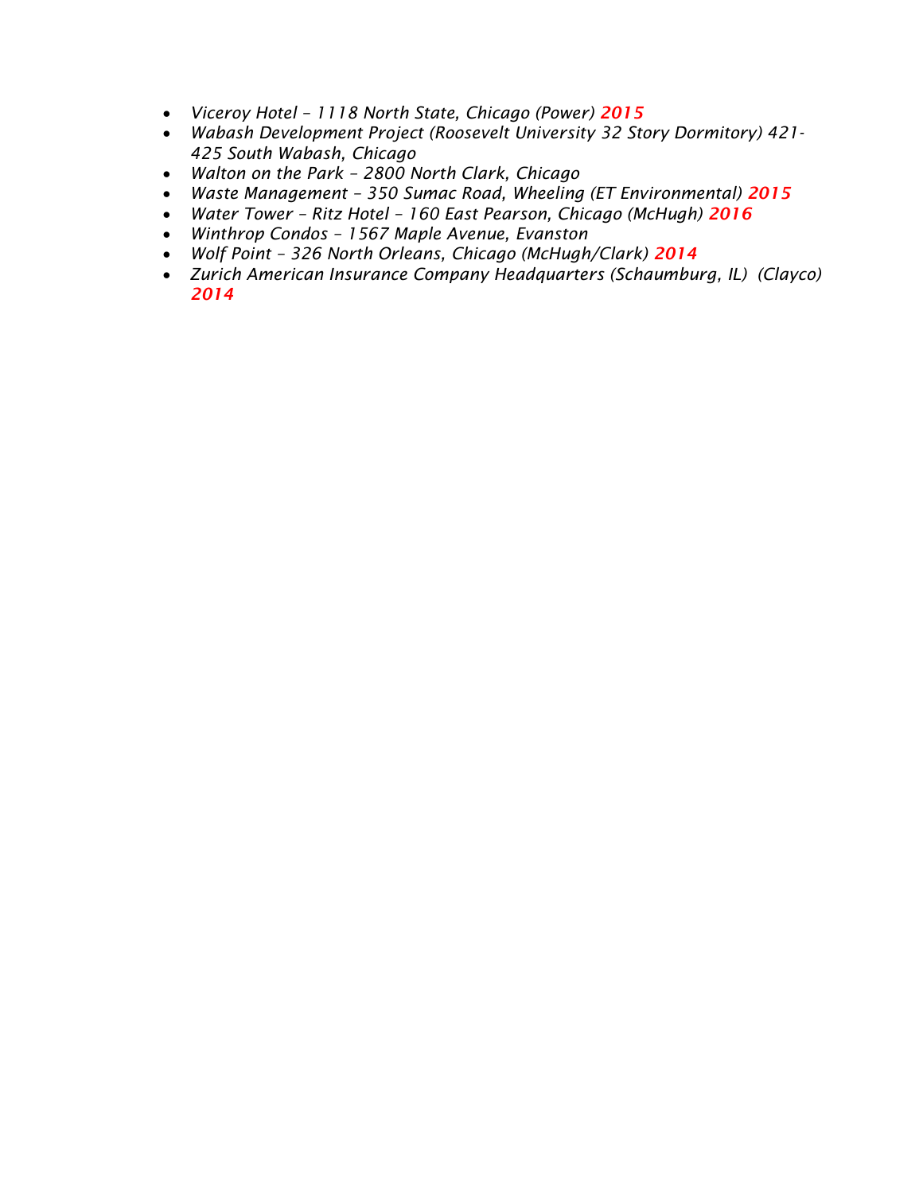- *Viceroy Hotel – 1118 North State, Chicago (Power)* ***2015***
- *Wabash Development Project (Roosevelt University 32 Story Dormitory) 421-425 South Wabash, Chicago*
- *Walton on the Park – 2800 North Clark, Chicago*
- *Waste Management – 350 Sumac Road, Wheeling (ET Environmental)* ***2015***
- *Water Tower – Ritz Hotel – 160 East Pearson, Chicago (McHugh)* ***2016***
- *Winthrop Condos – 1567 Maple Avenue, Evanston*
- *Wolf Point – 326 North Orleans, Chicago (McHugh/Clark)* ***2014***
- *Zurich American Insurance Company Headquarters (Schaumburg, IL) (Clayco)* ***2014***